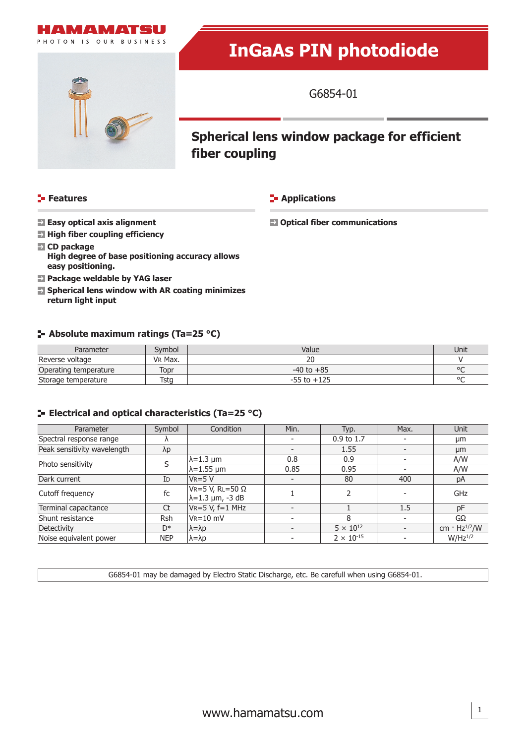# InGaAs PIN photodiode

G6854-01

## Spherical lens window package for efficient fiber coupling

### Features

- **Easy optical axis alignment**
- **High fiber coupling efficiency**
- **CD package**
  **High degree of base positioning accuracy allows easy positioning.**
- **Package weldable by YAG laser**
- **Spherical lens window with AR coating minimizes return light input**

### Applications

- **Optical fiber communications**

### Absolute maximum ratings (Ta=25 °C)

| Parameter | Symbol | Value | Unit |
|---|---|---|---|
| Reverse voltage | $V_R$ Max. | 20 | V |
| Operating temperature | Topr | -40 to +85 | °C |
| Storage temperature | Tstg | -55 to +125 | °C |

### Electrical and optical characteristics (Ta=25 °C)

| Parameter | Symbol | Condition | Min. | Typ. | Max. | Unit |
|---|---|---|---|---|---|---|
| Spectral response range | λ | | - | 0.9 to 1.7 | - | μm |
| Peak sensitivity wavelength | λp | | - | 1.55 | - | μm |
| Photo sensitivity | S | λ=1.3 μm | 0.8 | 0.9 | - | A/W |
| | | λ=1.55 μm | 0.85 | 0.95 | - | A/W |
| Dark current | $I_D$ | $V_R$=5 V | - | 80 | 400 | pA |
| Cutoff frequency | fc | $V_R$=5 V, $R_L$=50 Ω<br>λ=1.3 μm, -3 dB | 1 | 2 | - | GHz |
| Terminal capacitance | Ct | $V_R$=5 V, f=1 MHz | - | 1 | 1.5 | pF |
| Shunt resistance | Rsh | $V_R$=10 mV | - | 8 | - | GΩ |
| Detectivity | D* | λ=λp | - | $5 \times 10^{12}$ | - | cm · $Hz^{1/2}$/W |
| Noise equivalent power | NEP | λ=λp | - | $2 \times 10^{-15}$ | - | W/$Hz^{1/2}$ |

G6854-01 may be damaged by Electro Static Discharge, etc. Be carefull when using G6854-01.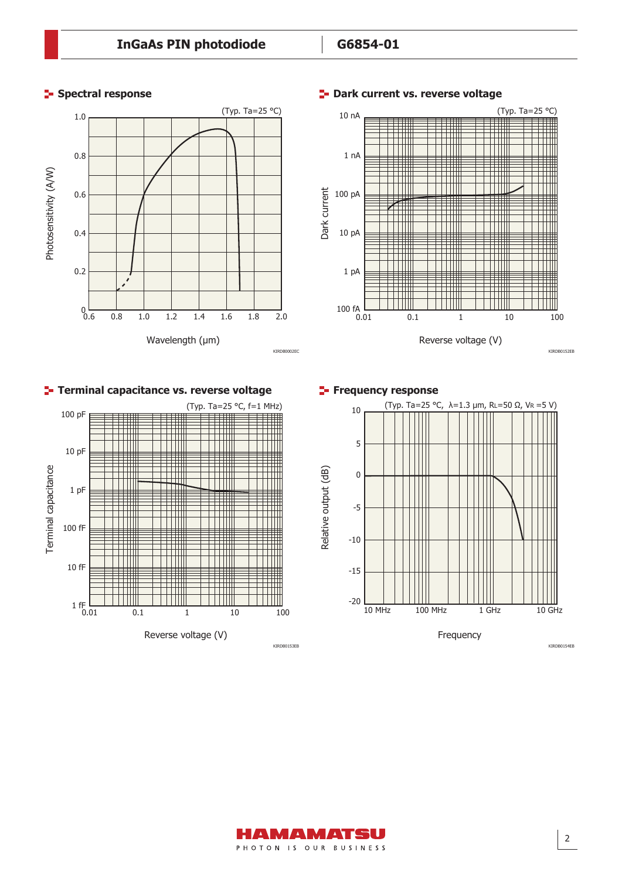## Spectral response

(Typ. Ta=25 °C)

Photosensitivity (A/W)

Wavelength (μm)

KIRDB0002EC

## Dark current vs. reverse voltage

(Typ. Ta=25 °C)

Dark current

Reverse voltage (V)

KIRDB0152EB

## Terminal capacitance vs. reverse voltage

(Typ. Ta=25 °C, f=1 MHz)

Terminal capacitance

Reverse voltage (V)

KIRDB0153EB

## Frequency response

(Typ. Ta=25 °C, λ=1.3 μm, $R_L$=50 Ω, $V_R$=5 V)

Relative output (dB)

Frequency

KIRDB0154EB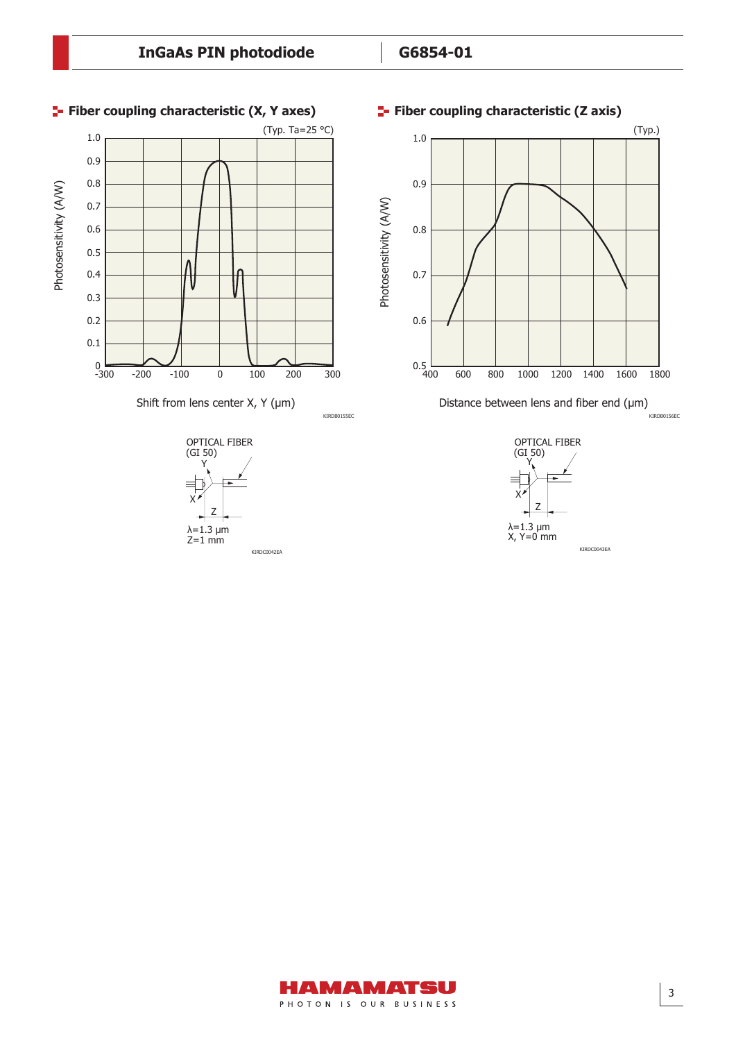## Fiber coupling characteristic (X, Y axes)

(Typ. Ta=25 °C)

Photosensitivity (A/W)

Shift from lens center X, Y (μm)

KIRDB0155EC

OPTICAL FIBER (GI 50)

Y

X

Z

λ=1.3 μm
Z=1 mm

KIRDC0042EA

## Fiber coupling characteristic (Z axis)

(Typ.)

Photosensitivity (A/W)

Distance between lens and fiber end (μm)

KIRDB0156EC

OPTICAL FIBER (GI 50)

Y

X

Z

λ=1.3 μm
X, Y=0 mm

KIRDC0043EA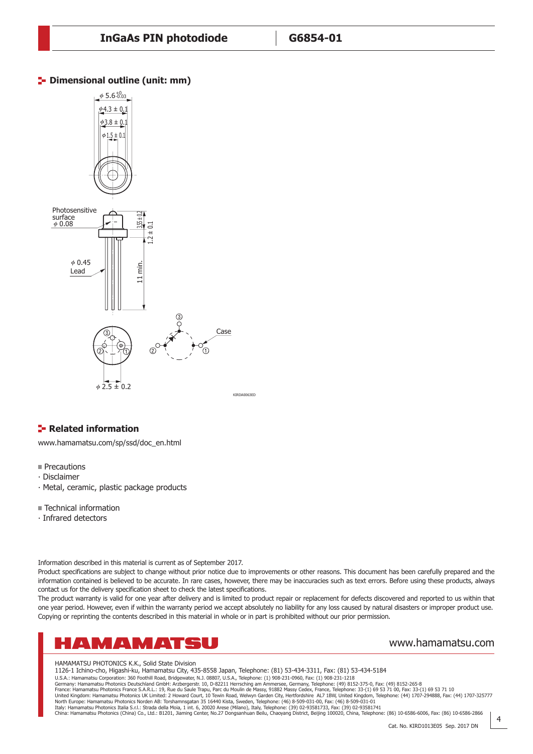## Dimensional outline (unit: mm)

φ 5.6 +0/-0.03
φ4.3 ± 0.1
φ3.8 ± 0.1
φ1.5 ± 0.1

Photosensitive surface
φ 0.08

3.55 ± 0.2
1.2 ± 0.1

φ 0.45
Lead

11 min.

③
Case
②
①

φ 2.5 ± 0.2

KIRDA0063ED

## Related information

www.hamamatsu.com/sp/ssd/doc_en.html

- Precautions
  - · Disclaimer
  - · Metal, ceramic, plastic package products
- Technical information
  - · Infrared detectors

Information described in this material is current as of September 2017.

Product specifications are subject to change without prior notice due to improvements or other reasons. This document has been carefully prepared and the information contained is believed to be accurate. In rare cases, however, there may be inaccuracies such as text errors. Before using these products, always contact us for the delivery specification sheet to check the latest specifications.

The product warranty is valid for one year after delivery and is limited to product repair or replacement for defects discovered and reported to us within that one year period. However, even if within the warranty period we accept absolutely no liability for any loss caused by natural disasters or improper product use. Copying or reprinting the contents described in this material in whole or in part is prohibited without our prior permission.

HAMAMATSU

www.hamamatsu.com

HAMAMATSU PHOTONICS K.K., Solid State Division
1126-1 Ichino-cho, Higashi-ku, Hamamatsu City, 435-8558 Japan, Telephone: (81) 53-434-3311, Fax: (81) 53-434-5184
U.S.A.: Hamamatsu Corporation: 360 Foothill Road, Bridgewater, N.J. 08807, U.S.A., Telephone: (1) 908-231-0960, Fax: (1) 908-231-1218
Germany: Hamamatsu Photonics Deutschland GmbH: Arzbergerstr. 10, D-82211 Herrsching am Ammersee, Germany, Telephone: (49) 8152-375-0, Fax: (49) 8152-265-8
France: Hamamatsu Photonics France S.A.R.L.: 19, Rue du Saule Trapu, Parc du Moulin de Massy, 91882 Massy Cedex, France, Telephone: 33-(1) 69 53 71 00, Fax: 33-(1) 69 53 71 10
United Kingdom: Hamamatsu Photonics UK Limited: 2 Howard Court, 10 Tewin Road, Welwyn Garden City, Hertfordshire AL7 1BW, United Kingdom, Telephone: (44) 1707-294888, Fax: (44) 1707-325777
North Europe: Hamamatsu Photonics Norden AB: Torshamnsgatan 35 16440 Kista, Sweden, Telephone: (46) 8-509-031-00, Fax: (46) 8-509-031-01
Italy: Hamamatsu Photonics Italia S.r.l.: Strada della Moia, 1 int. 6, 20020 Arese (Milano), Italy, Telephone: (39) 02-93581733, Fax: (39) 02-93581741
China: Hamamatsu Photonics (China) Co., Ltd.: B1201, Jiaming Center, No.27 Dongsanhuan Beilu, Chaoyang District, Beijing 100020, China, Telephone: (86) 10-6586-6006, Fax: (86) 10-6586-2866

Cat. No. KIRD1013E05 Sep. 2017 DN